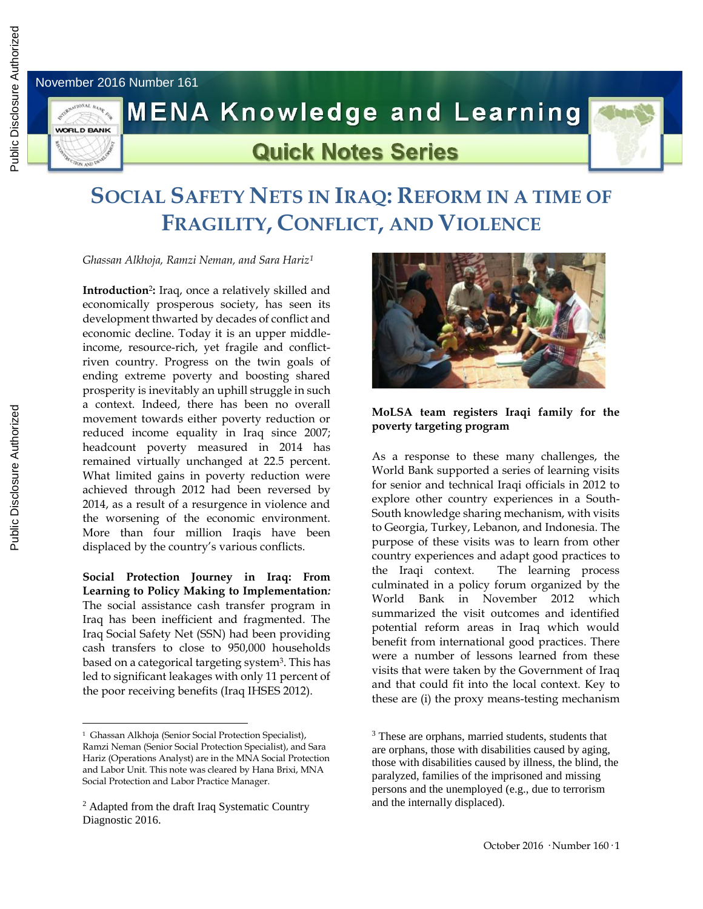November 2016 Number 161

# MENA Knowledge and Learning

## Quick Notes Series

# SOCIAL SAFETY NETS IN IRAQ: REFORM IN A TIME OF FRAGILITY, CONFLICT, AND VIOLENCE

*Ghassan Alkhoja, Ramzi Neman, and Sara Hariz*[1]

**Introduction**[2]**:** Iraq, once a relatively skilled and economically prosperous society, has seen its development thwarted by decades of conflict and economic decline. Today it is an upper middle-income, resource-rich, yet fragile and conflict-riven country. Progress on the twin goals of ending extreme poverty and boosting shared prosperity is inevitably an uphill struggle in such a context. Indeed, there has been no overall movement towards either poverty reduction or reduced income equality in Iraq since 2007; headcount poverty measured in 2014 has remained virtually unchanged at 22.5 percent. What limited gains in poverty reduction were achieved through 2012 had been reversed by 2014, as a result of a resurgence in violence and the worsening of the economic environment. More than four million Iraqis have been displaced by the country's various conflicts.

**Social Protection Journey in Iraq: From Learning to Policy Making to Implementation***:* The social assistance cash transfer program in Iraq has been inefficient and fragmented. The Iraq Social Safety Net (SSN) had been providing cash transfers to close to 950,000 households based on a categorical targeting system[3]. This has led to significant leakages with only 11 percent of the poor receiving benefits (Iraq IHSES 2012).

**MoLSA team registers Iraqi family for the poverty targeting program**

As a response to these many challenges, the World Bank supported a series of learning visits for senior and technical Iraqi officials in 2012 to explore other country experiences in a South-South knowledge sharing mechanism, with visits to Georgia, Turkey, Lebanon, and Indonesia. The purpose of these visits was to learn from other country experiences and adapt good practices to the Iraqi context. The learning process culminated in a policy forum organized by the World Bank in November 2012 which summarized the visit outcomes and identified potential reform areas in Iraq which would benefit from international good practices. There were a number of lessons learned from these visits that were taken by the Government of Iraq and that could fit into the local context. Key to these are (i) the proxy means-testing mechanism

---

[1] Ghassan Alkhoja (Senior Social Protection Specialist), Ramzi Neman (Senior Social Protection Specialist), and Sara Hariz (Operations Analyst) are in the MNA Social Protection and Labor Unit. This note was cleared by Hana Brixi, MNA Social Protection and Labor Practice Manager.

[2] Adapted from the draft Iraq Systematic Country Diagnostic 2016.

[3] These are orphans, married students, students that are orphans, those with disabilities caused by aging, those with disabilities caused by illness, the blind, the paralyzed, families of the imprisoned and missing persons and the unemployed (e.g., due to terrorism and the internally displaced).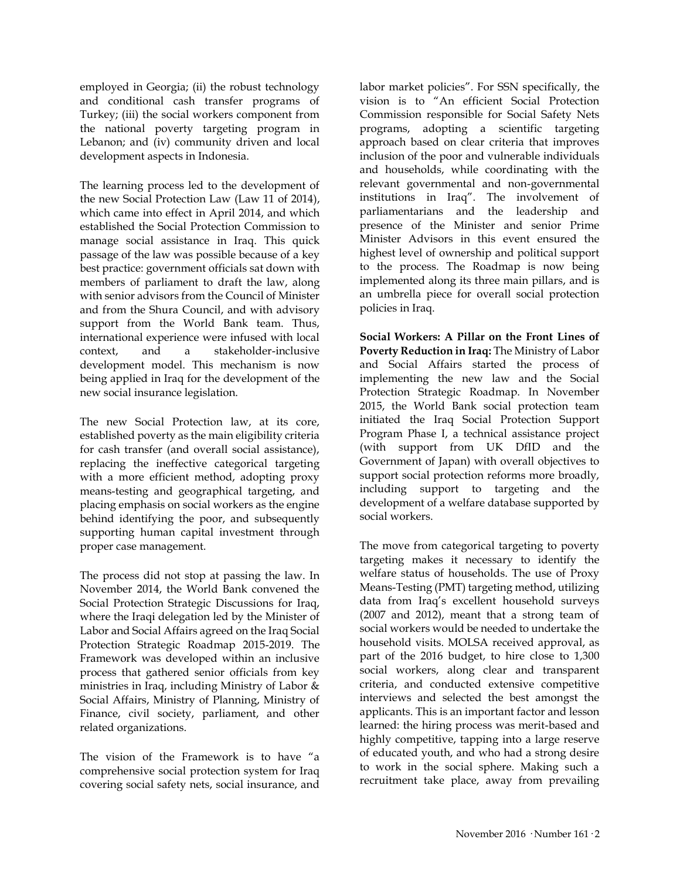employed in Georgia; (ii) the robust technology and conditional cash transfer programs of Turkey; (iii) the social workers component from the national poverty targeting program in Lebanon; and (iv) community driven and local development aspects in Indonesia.

The learning process led to the development of the new Social Protection Law (Law 11 of 2014), which came into effect in April 2014, and which established the Social Protection Commission to manage social assistance in Iraq. This quick passage of the law was possible because of a key best practice: government officials sat down with members of parliament to draft the law, along with senior advisors from the Council of Minister and from the Shura Council, and with advisory support from the World Bank team. Thus, international experience were infused with local context, and a stakeholder-inclusive development model. This mechanism is now being applied in Iraq for the development of the new social insurance legislation.

The new Social Protection law, at its core, established poverty as the main eligibility criteria for cash transfer (and overall social assistance), replacing the ineffective categorical targeting with a more efficient method, adopting proxy means-testing and geographical targeting, and placing emphasis on social workers as the engine behind identifying the poor, and subsequently supporting human capital investment through proper case management.

The process did not stop at passing the law. In November 2014, the World Bank convened the Social Protection Strategic Discussions for Iraq, where the Iraqi delegation led by the Minister of Labor and Social Affairs agreed on the Iraq Social Protection Strategic Roadmap 2015-2019. The Framework was developed within an inclusive process that gathered senior officials from key ministries in Iraq, including Ministry of Labor & Social Affairs, Ministry of Planning, Ministry of Finance, civil society, parliament, and other related organizations.

The vision of the Framework is to have "a comprehensive social protection system for Iraq covering social safety nets, social insurance, and labor market policies". For SSN specifically, the vision is to "An efficient Social Protection Commission responsible for Social Safety Nets programs, adopting a scientific targeting approach based on clear criteria that improves inclusion of the poor and vulnerable individuals and households, while coordinating with the relevant governmental and non-governmental institutions in Iraq". The involvement of parliamentarians and the leadership and presence of the Minister and senior Prime Minister Advisors in this event ensured the highest level of ownership and political support to the process. The Roadmap is now being implemented along its three main pillars, and is an umbrella piece for overall social protection policies in Iraq.

**Social Workers: A Pillar on the Front Lines of Poverty Reduction in Iraq:** The Ministry of Labor and Social Affairs started the process of implementing the new law and the Social Protection Strategic Roadmap. In November 2015, the World Bank social protection team initiated the Iraq Social Protection Support Program Phase I, a technical assistance project (with support from UK DfID and the Government of Japan) with overall objectives to support social protection reforms more broadly, including support to targeting and the development of a welfare database supported by social workers.

The move from categorical targeting to poverty targeting makes it necessary to identify the welfare status of households. The use of Proxy Means-Testing (PMT) targeting method, utilizing data from Iraq's excellent household surveys (2007 and 2012), meant that a strong team of social workers would be needed to undertake the household visits. MOLSA received approval, as part of the 2016 budget, to hire close to 1,300 social workers, along clear and transparent criteria, and conducted extensive competitive interviews and selected the best amongst the applicants. This is an important factor and lesson learned: the hiring process was merit-based and highly competitive, tapping into a large reserve of educated youth, and who had a strong desire to work in the social sphere. Making such a recruitment take place, away from prevailing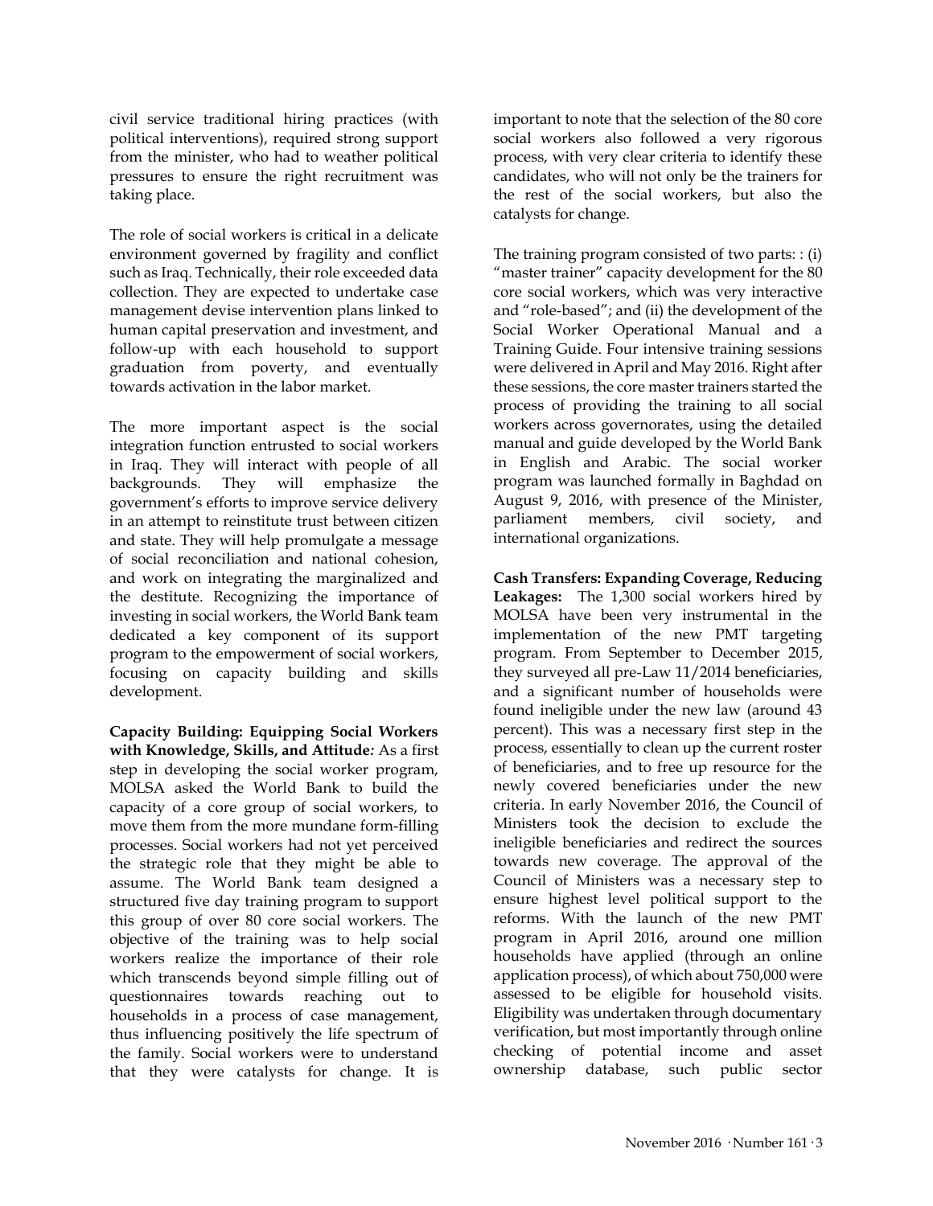civil service traditional hiring practices (with political interventions), required strong support from the minister, who had to weather political pressures to ensure the right recruitment was taking place.

The role of social workers is critical in a delicate environment governed by fragility and conflict such as Iraq. Technically, their role exceeded data collection. They are expected to undertake case management devise intervention plans linked to human capital preservation and investment, and follow-up with each household to support graduation from poverty, and eventually towards activation in the labor market.

The more important aspect is the social integration function entrusted to social workers in Iraq. They will interact with people of all backgrounds. They will emphasize the government's efforts to improve service delivery in an attempt to reinstitute trust between citizen and state. They will help promulgate a message of social reconciliation and national cohesion, and work on integrating the marginalized and the destitute. Recognizing the importance of investing in social workers, the World Bank team dedicated a key component of its support program to the empowerment of social workers, focusing on capacity building and skills development.

**Capacity Building: Equipping Social Workers with Knowledge, Skills, and Attitude***:* As a first step in developing the social worker program, MOLSA asked the World Bank to build the capacity of a core group of social workers, to move them from the more mundane form-filling processes. Social workers had not yet perceived the strategic role that they might be able to assume. The World Bank team designed a structured five day training program to support this group of over 80 core social workers. The objective of the training was to help social workers realize the importance of their role which transcends beyond simple filling out of questionnaires towards reaching out to households in a process of case management, thus influencing positively the life spectrum of the family. Social workers were to understand that they were catalysts for change. It is important to note that the selection of the 80 core social workers also followed a very rigorous process, with very clear criteria to identify these candidates, who will not only be the trainers for the rest of the social workers, but also the catalysts for change.

The training program consisted of two parts: : (i) "master trainer" capacity development for the 80 core social workers, which was very interactive and "role-based"; and (ii) the development of the Social Worker Operational Manual and a Training Guide. Four intensive training sessions were delivered in April and May 2016. Right after these sessions, the core master trainers started the process of providing the training to all social workers across governorates, using the detailed manual and guide developed by the World Bank in English and Arabic. The social worker program was launched formally in Baghdad on August 9, 2016, with presence of the Minister, parliament members, civil society, and international organizations.

**Cash Transfers: Expanding Coverage, Reducing Leakages:** The 1,300 social workers hired by MOLSA have been very instrumental in the implementation of the new PMT targeting program. From September to December 2015, they surveyed all pre-Law 11/2014 beneficiaries, and a significant number of households were found ineligible under the new law (around 43 percent). This was a necessary first step in the process, essentially to clean up the current roster of beneficiaries, and to free up resource for the newly covered beneficiaries under the new criteria. In early November 2016, the Council of Ministers took the decision to exclude the ineligible beneficiaries and redirect the sources towards new coverage. The approval of the Council of Ministers was a necessary step to ensure highest level political support to the reforms. With the launch of the new PMT program in April 2016, around one million households have applied (through an online application process), of which about 750,000 were assessed to be eligible for household visits. Eligibility was undertaken through documentary verification, but most importantly through online checking of potential income and asset ownership database, such public sector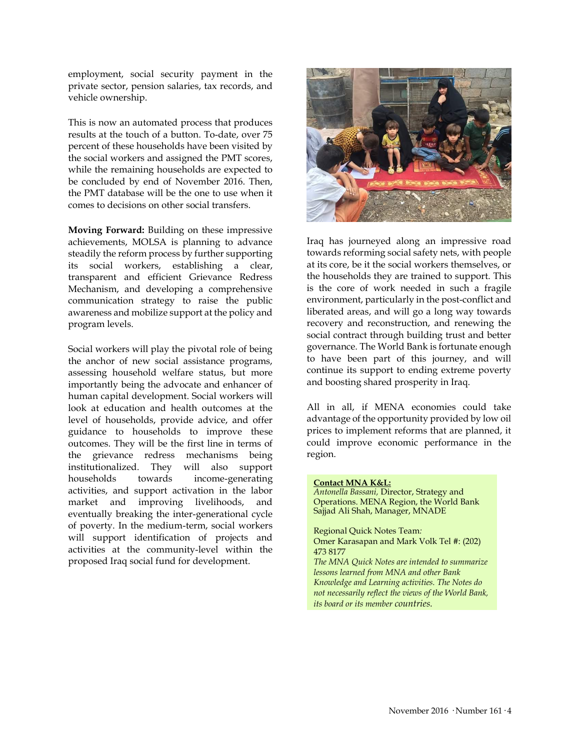employment, social security payment in the private sector, pension salaries, tax records, and vehicle ownership.

This is now an automated process that produces results at the touch of a button. To-date, over 75 percent of these households have been visited by the social workers and assigned the PMT scores, while the remaining households are expected to be concluded by end of November 2016. Then, the PMT database will be the one to use when it comes to decisions on other social transfers.

**Moving Forward:** Building on these impressive achievements, MOLSA is planning to advance steadily the reform process by further supporting its social workers, establishing a clear, transparent and efficient Grievance Redress Mechanism, and developing a comprehensive communication strategy to raise the public awareness and mobilize support at the policy and program levels.

Social workers will play the pivotal role of being the anchor of new social assistance programs, assessing household welfare status, but more importantly being the advocate and enhancer of human capital development. Social workers will look at education and health outcomes at the level of households, provide advice, and offer guidance to households to improve these outcomes. They will be the first line in terms of the grievance redress mechanisms being institutionalized. They will also support households towards income-generating activities, and support activation in the labor market and improving livelihoods, and eventually breaking the inter-generational cycle of poverty. In the medium-term, social workers will support identification of projects and activities at the community-level within the proposed Iraq social fund for development.

Iraq has journeyed along an impressive road towards reforming social safety nets, with people at its core, be it the social workers themselves, or the households they are trained to support. This is the core of work needed in such a fragile environment, particularly in the post-conflict and liberated areas, and will go a long way towards recovery and reconstruction, and renewing the social contract through building trust and better governance. The World Bank is fortunate enough to have been part of this journey, and will continue its support to ending extreme poverty and boosting shared prosperity in Iraq.

All in all, if MENA economies could take advantage of the opportunity provided by low oil prices to implement reforms that are planned, it could improve economic performance in the region.

**Contact MNA K&L:**
*Antonella Bassani,* Director, Strategy and Operations. MENA Region, the World Bank
Sajjad Ali Shah, Manager, MNADE

Regional Quick Notes Team:
Omer Karasapan and Mark Volk Tel #: (202) 473 8177
*The MNA Quick Notes are intended to summarize lessons learned from MNA and other Bank Knowledge and Learning activities. The Notes do not necessarily reflect the views of the World Bank, its board or its member countries.*